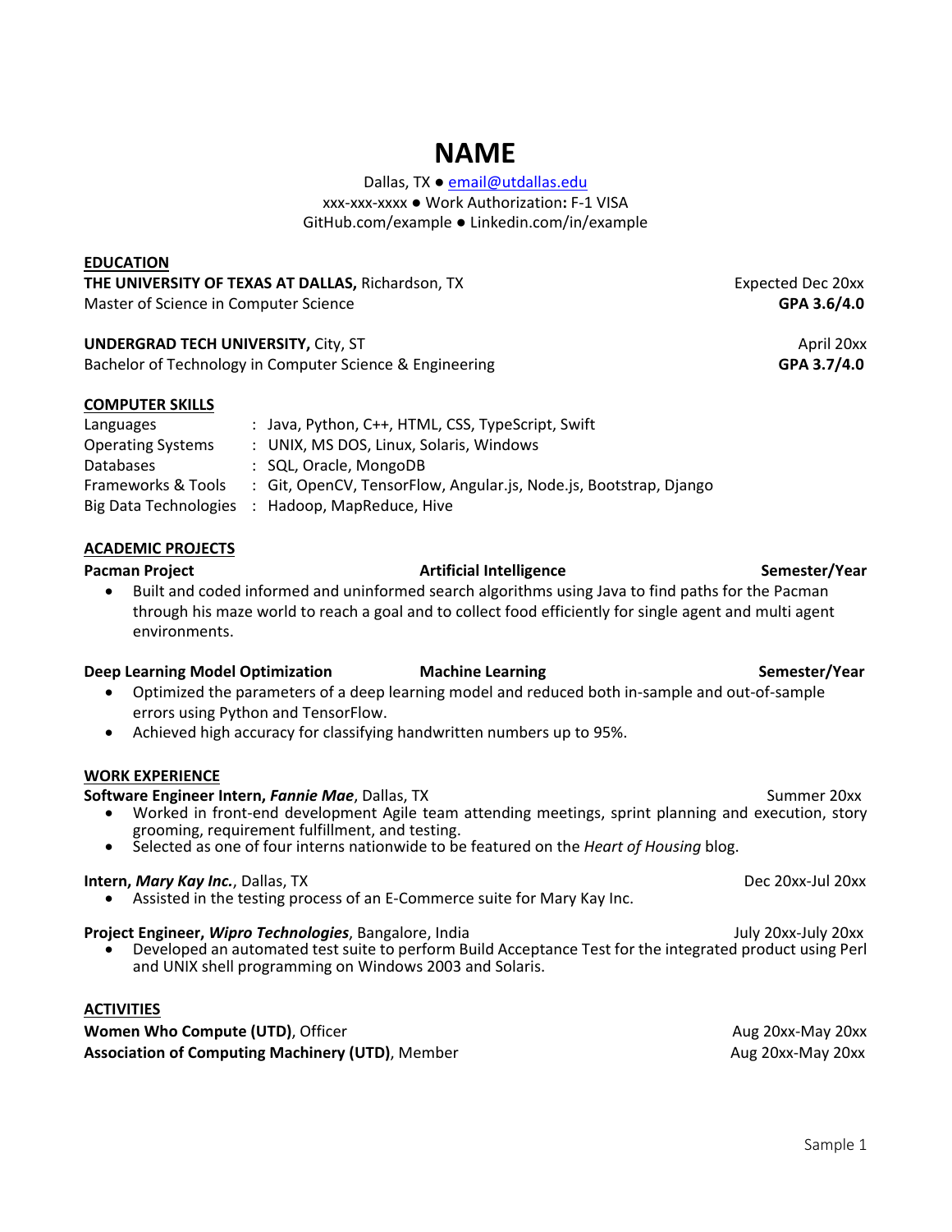# NAME

Dallas, TX ● email@utdallas.edu
xxx-xxx-xxxx ● Work Authorization**:** F-1 VISA
GitHub.com/example ● Linkedin.com/in/example

## EDUCATION

**THE UNIVERSITY OF TEXAS AT DALLAS,** Richardson, TX — Expected Dec 20xx
Master of Science in Computer Science — **GPA 3.6/4.0**

**UNDERGRAD TECH UNIVERSITY,** City, ST — April 20xx
Bachelor of Technology in Computer Science & Engineering — **GPA 3.7/4.0**

## COMPUTER SKILLS

| | |
|---|---|
| Languages | : Java, Python, C++, HTML, CSS, TypeScript, Swift |
| Operating Systems | : UNIX, MS DOS, Linux, Solaris, Windows |
| Databases | : SQL, Oracle, MongoDB |
| Frameworks & Tools | : Git, OpenCV, TensorFlow, Angular.js, Node.js, Bootstrap, Django |
| Big Data Technologies | : Hadoop, MapReduce, Hive |

## ACADEMIC PROJECTS

**Pacman Project** — **Artificial Intelligence** — **Semester/Year**

- Built and coded informed and uninformed search algorithms using Java to find paths for the Pacman through his maze world to reach a goal and to collect food efficiently for single agent and multi agent environments.

**Deep Learning Model Optimization** — **Machine Learning** — **Semester/Year**

- Optimized the parameters of a deep learning model and reduced both in-sample and out-of-sample errors using Python and TensorFlow.
- Achieved high accuracy for classifying handwritten numbers up to 95%.

## WORK EXPERIENCE

**Software Engineer Intern, *Fannie Mae***, Dallas, TX — Summer 20xx

- Worked in front-end development Agile team attending meetings, sprint planning and execution, story grooming, requirement fulfillment, and testing.
- Selected as one of four interns nationwide to be featured on the *Heart of Housing* blog.

**Intern, *Mary Kay Inc.***, Dallas, TX — Dec 20xx-Jul 20xx

- Assisted in the testing process of an E-Commerce suite for Mary Kay Inc.

**Project Engineer, *Wipro Technologies***, Bangalore, India — July 20xx-July 20xx

- Developed an automated test suite to perform Build Acceptance Test for the integrated product using Perl and UNIX shell programming on Windows 2003 and Solaris.

## ACTIVITIES

**Women Who Compute (UTD)**, Officer — Aug 20xx-May 20xx
**Association of Computing Machinery (UTD)**, Member — Aug 20xx-May 20xx

Sample 1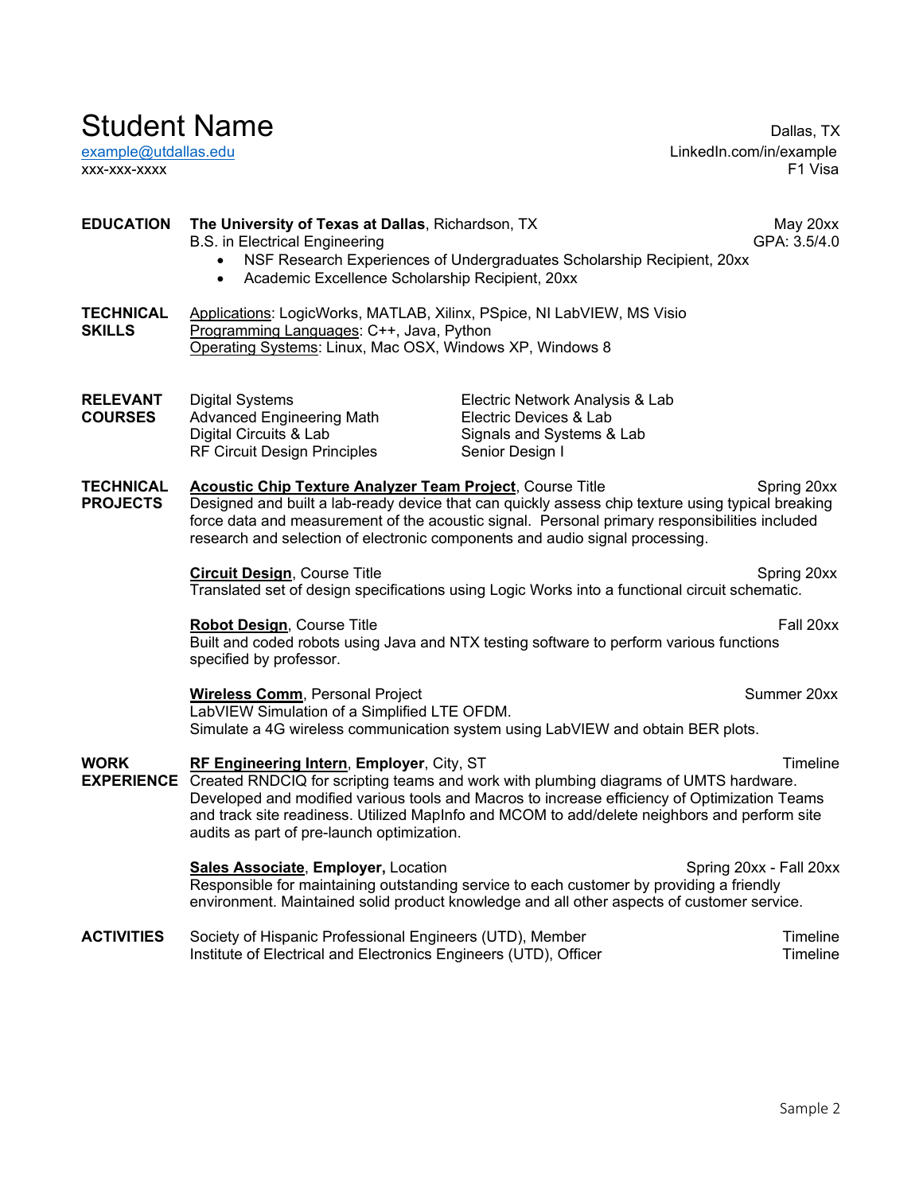# Student Name

[example@utdallas.edu](mailto:example@utdallas.edu)
xxx-xxx-xxxx

Dallas, TX
LinkedIn.com/in/example
F1 Visa

## EDUCATION

**The University of Texas at Dallas**, Richardson, TX — May 20xx
B.S. in Electrical Engineering — GPA: 3.5/4.0

- NSF Research Experiences of Undergraduates Scholarship Recipient, 20xx
- Academic Excellence Scholarship Recipient, 20xx

## TECHNICAL SKILLS

Applications: LogicWorks, MATLAB, Xilinx, PSpice, NI LabVIEW, MS Visio
Programming Languages: C++, Java, Python
Operating Systems: Linux, Mac OSX, Windows XP, Windows 8

## RELEVANT COURSES

| | |
|---|---|
| Digital Systems | Electric Network Analysis & Lab |
| Advanced Engineering Math | Electric Devices & Lab |
| Digital Circuits & Lab | Signals and Systems & Lab |
| RF Circuit Design Principles | Senior Design I |

## TECHNICAL PROJECTS

**Acoustic Chip Texture Analyzer Team Project**, Course Title — Spring 20xx
Designed and built a lab-ready device that can quickly assess chip texture using typical breaking force data and measurement of the acoustic signal. Personal primary responsibilities included research and selection of electronic components and audio signal processing.

**Circuit Design**, Course Title — Spring 20xx
Translated set of design specifications using Logic Works into a functional circuit schematic.

**Robot Design**, Course Title — Fall 20xx
Built and coded robots using Java and NTX testing software to perform various functions specified by professor.

**Wireless Comm**, Personal Project — Summer 20xx
LabVIEW Simulation of a Simplified LTE OFDM.
Simulate a 4G wireless communication system using LabVIEW and obtain BER plots.

## WORK EXPERIENCE

**RF Engineering Intern**, **Employer**, City, ST — Timeline
Created RNDCIQ for scripting teams and work with plumbing diagrams of UMTS hardware. Developed and modified various tools and Macros to increase efficiency of Optimization Teams and track site readiness. Utilized MapInfo and MCOM to add/delete neighbors and perform site audits as part of pre-launch optimization.

**Sales Associate**, **Employer,** Location — Spring 20xx - Fall 20xx
Responsible for maintaining outstanding service to each customer by providing a friendly environment. Maintained solid product knowledge and all other aspects of customer service.

## ACTIVITIES

Society of Hispanic Professional Engineers (UTD), Member — Timeline
Institute of Electrical and Electronics Engineers (UTD), Officer — Timeline

Sample 2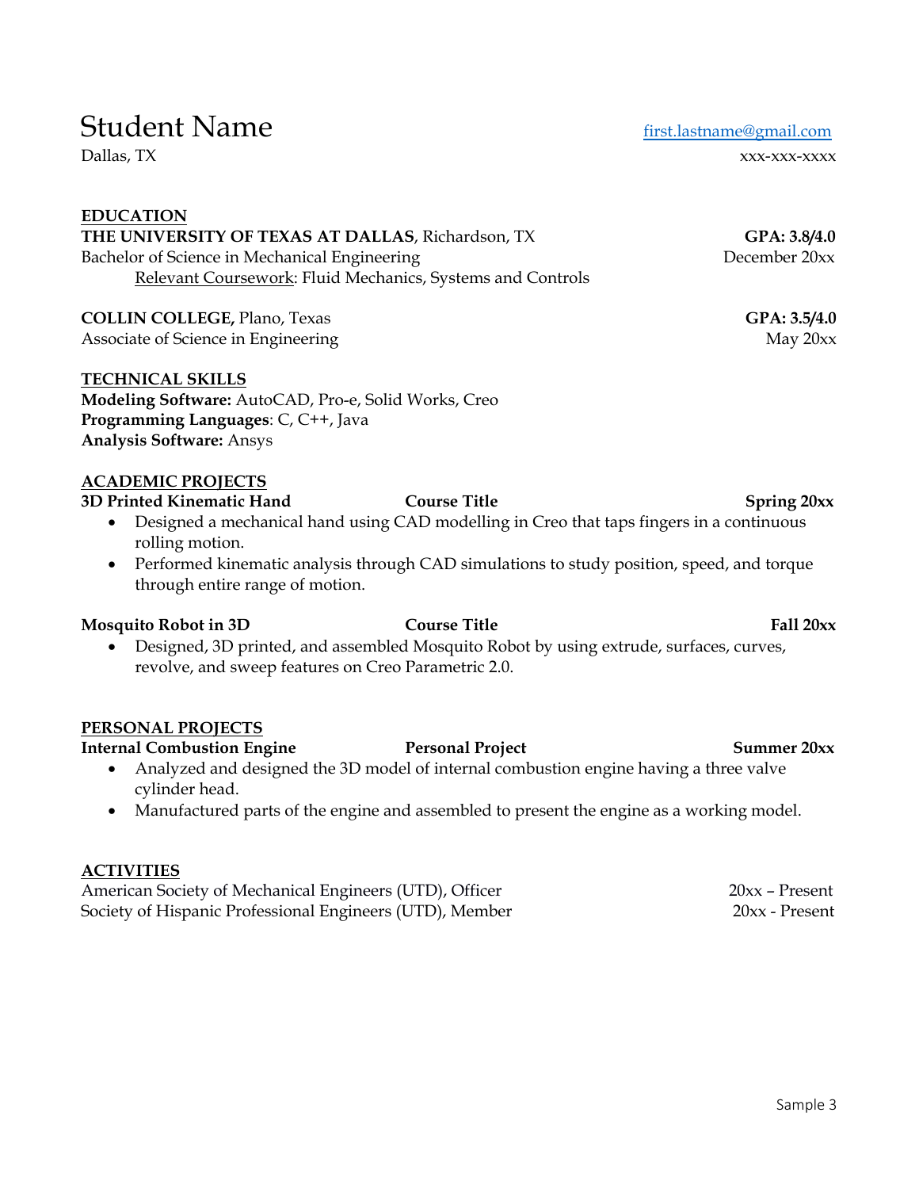# Student Name

first.lastname@gmail.com
Dallas, TX
xxx-xxx-xxxx

## EDUCATION

**THE UNIVERSITY OF TEXAS AT DALLAS**, Richardson, TX — **GPA: 3.8/4.0**
Bachelor of Science in Mechanical Engineering — December 20xx
Relevant Coursework: Fluid Mechanics, Systems and Controls

**COLLIN COLLEGE,** Plano, Texas — **GPA: 3.5/4.0**
Associate of Science in Engineering — May 20xx

## TECHNICAL SKILLS

**Modeling Software:** AutoCAD, Pro-e, Solid Works, Creo
**Programming Languages**: C, C++, Java
**Analysis Software:** Ansys

## ACADEMIC PROJECTS

**3D Printed Kinematic Hand** — **Course Title** — **Spring 20xx**

- Designed a mechanical hand using CAD modelling in Creo that taps fingers in a continuous rolling motion.
- Performed kinematic analysis through CAD simulations to study position, speed, and torque through entire range of motion.

**Mosquito Robot in 3D** — **Course Title** — **Fall 20xx**

- Designed, 3D printed, and assembled Mosquito Robot by using extrude, surfaces, curves, revolve, and sweep features on Creo Parametric 2.0.

## PERSONAL PROJECTS

**Internal Combustion Engine** — **Personal Project** — **Summer 20xx**

- Analyzed and designed the 3D model of internal combustion engine having a three valve cylinder head.
- Manufactured parts of the engine and assembled to present the engine as a working model.

## ACTIVITIES

American Society of Mechanical Engineers (UTD), Officer — 20xx – Present
Society of Hispanic Professional Engineers (UTD), Member — 20xx - Present

Sample 3